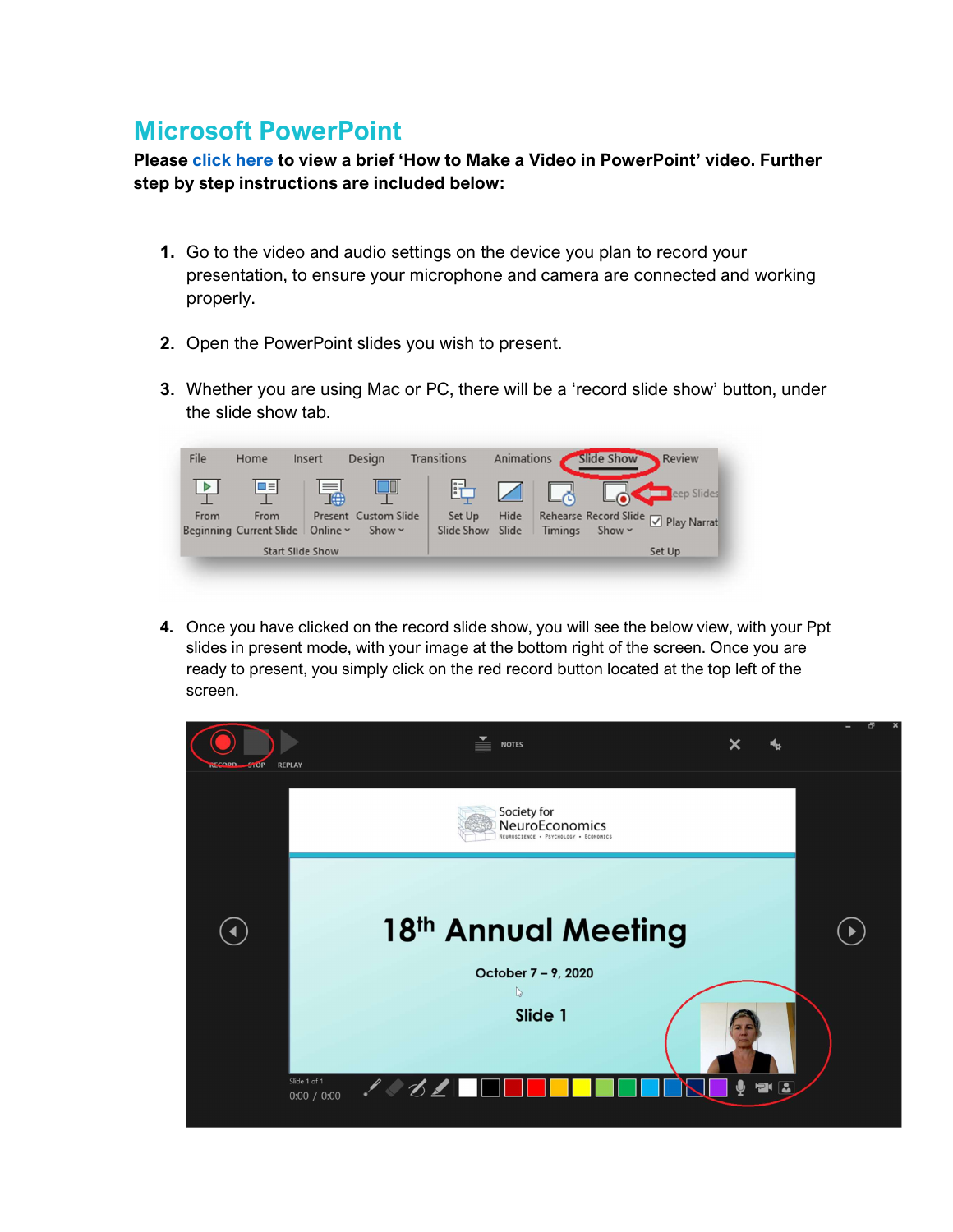# Microsoft PowerPoint

**Please click here to view a brief 'How to Make a Video in PowerPoint' video. Further step by step instructions are included below:**

1. Go to the video and audio settings on the device you plan to record your presentation, to ensure your microphone and camera are connected and working properly.

2. Open the PowerPoint slides you wish to present.

3. Whether you are using Mac or PC, there will be a 'record slide show' button, under the slide show tab.

4. Once you have clicked on the record slide show, you will see the below view, with your Ppt slides in present mode, with your image at the bottom right of the screen. Once you are ready to present, you simply click on the red record button located at the top left of the screen.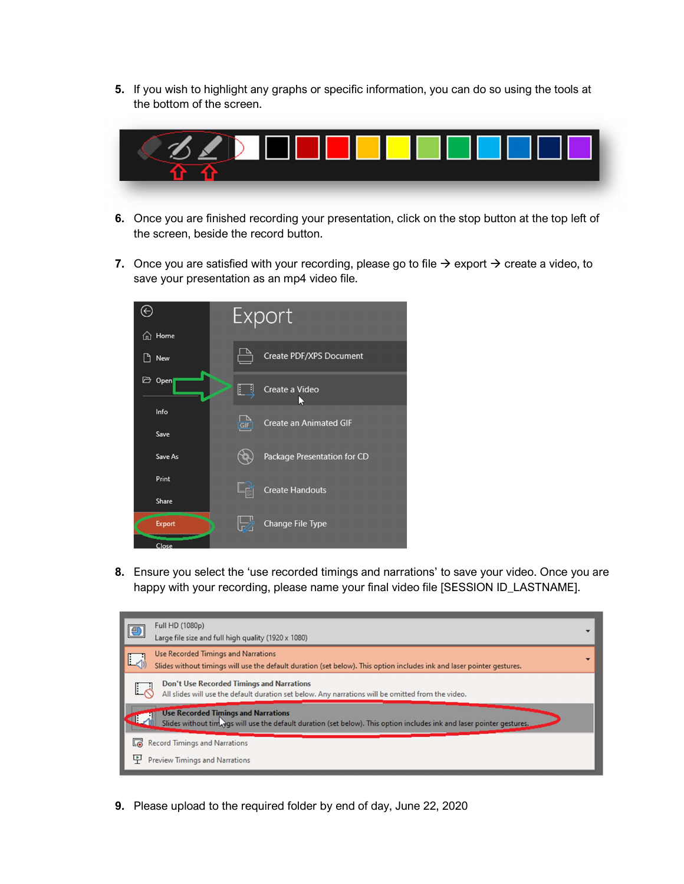5. If you wish to highlight any graphs or specific information, you can do so using the tools at the bottom of the screen.

6. Once you are finished recording your presentation, click on the stop button at the top left of the screen, beside the record button.

7. Once you are satisfied with your recording, please go to file → export → create a video, to save your presentation as an mp4 video file.

8. Ensure you select the 'use recorded timings and narrations' to save your video. Once you are happy with your recording, please name your final video file [SESSION ID_LASTNAME].

9. Please upload to the required folder by end of day, June 22, 2020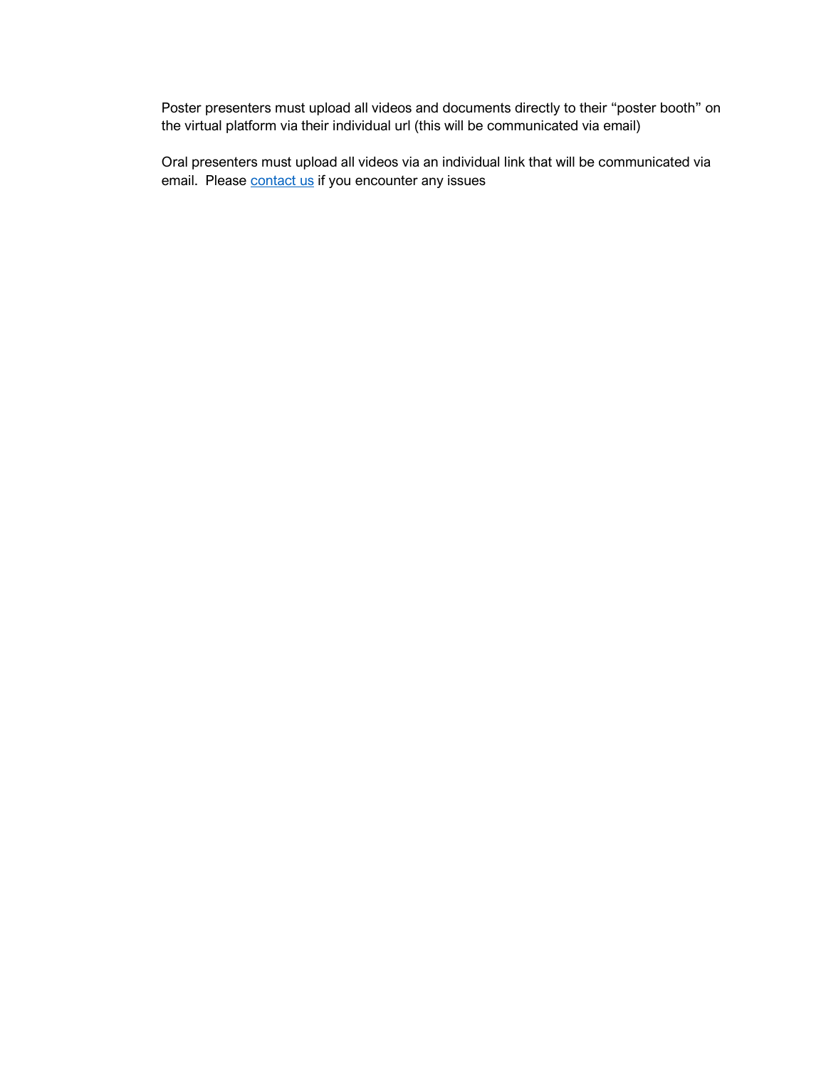Poster presenters must upload all videos and documents directly to their “poster booth” on the virtual platform via their individual url (this will be communicated via email)

Oral presenters must upload all videos via an individual link that will be communicated via email. Please contact us if you encounter any issues